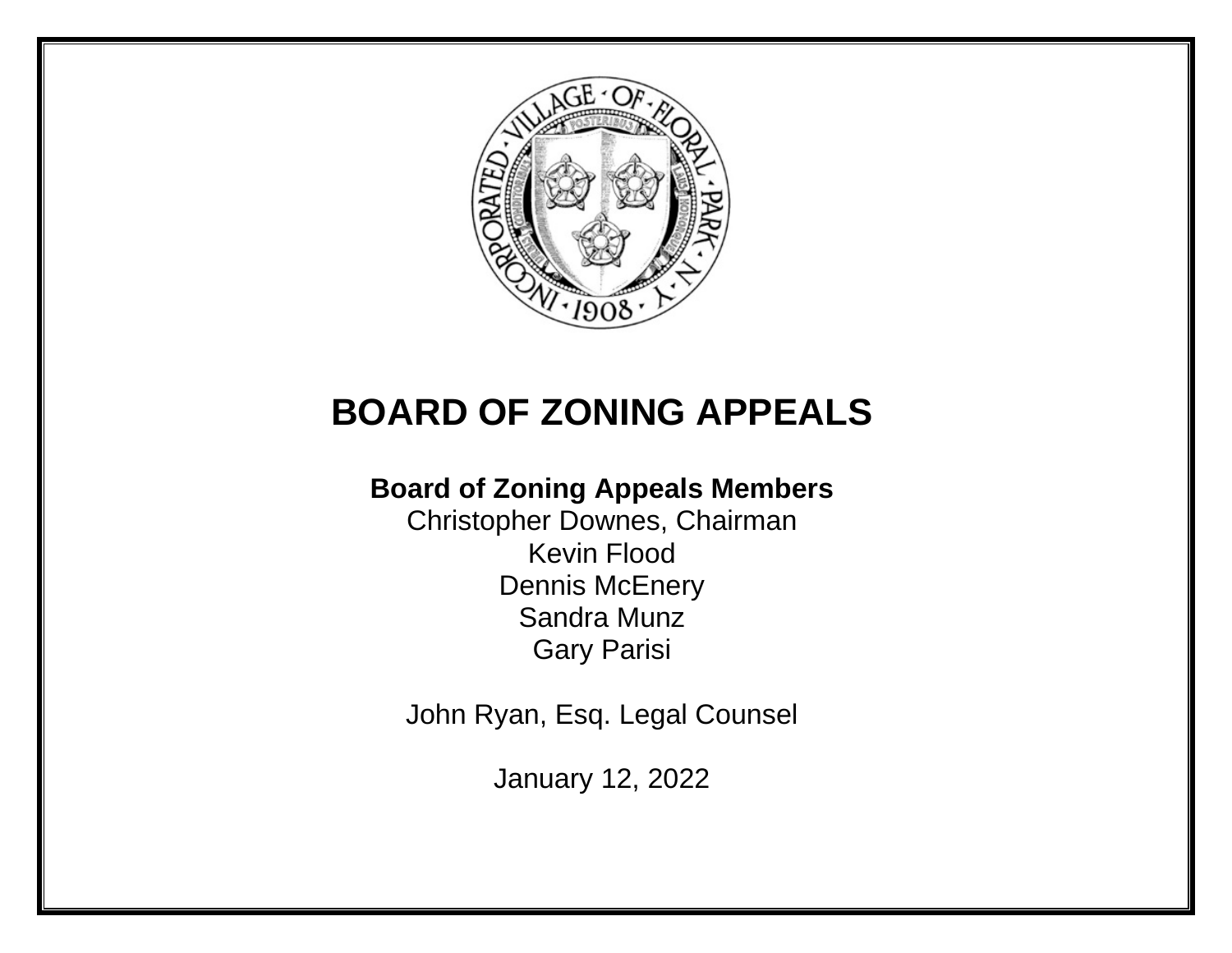# BOARD OF ZONING APPEALS

**Board of Zoning Appeals Members**

Christopher Downes, Chairman
Kevin Flood
Dennis McEnery
Sandra Munz
Gary Parisi

John Ryan, Esq. Legal Counsel

January 12, 2022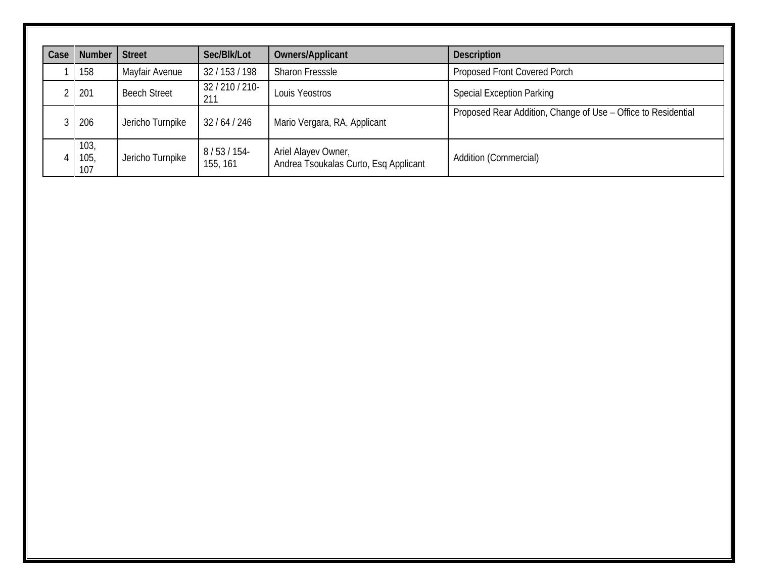| Case | Number | Street | Sec/Blk/Lot | Owners/Applicant | Description |
|---|---|---|---|---|---|
| 1 | 158 | Mayfair Avenue | 32 / 153 / 198 | Sharon Fresssle | Proposed Front Covered Porch |
| 2 | 201 | Beech Street | 32 / 210 / 210-211 | Louis Yeostros | Special Exception Parking |
| 3 | 206 | Jericho Turnpike | 32 / 64 / 246 | Mario Vergara, RA, Applicant | Proposed Rear Addition, Change of Use – Office to Residential |
| 4 | 103, 105, 107 | Jericho Turnpike | 8 / 53 / 154-155, 161 | Ariel Alayev Owner, Andrea Tsoukalas Curto, Esq Applicant | Addition (Commercial) |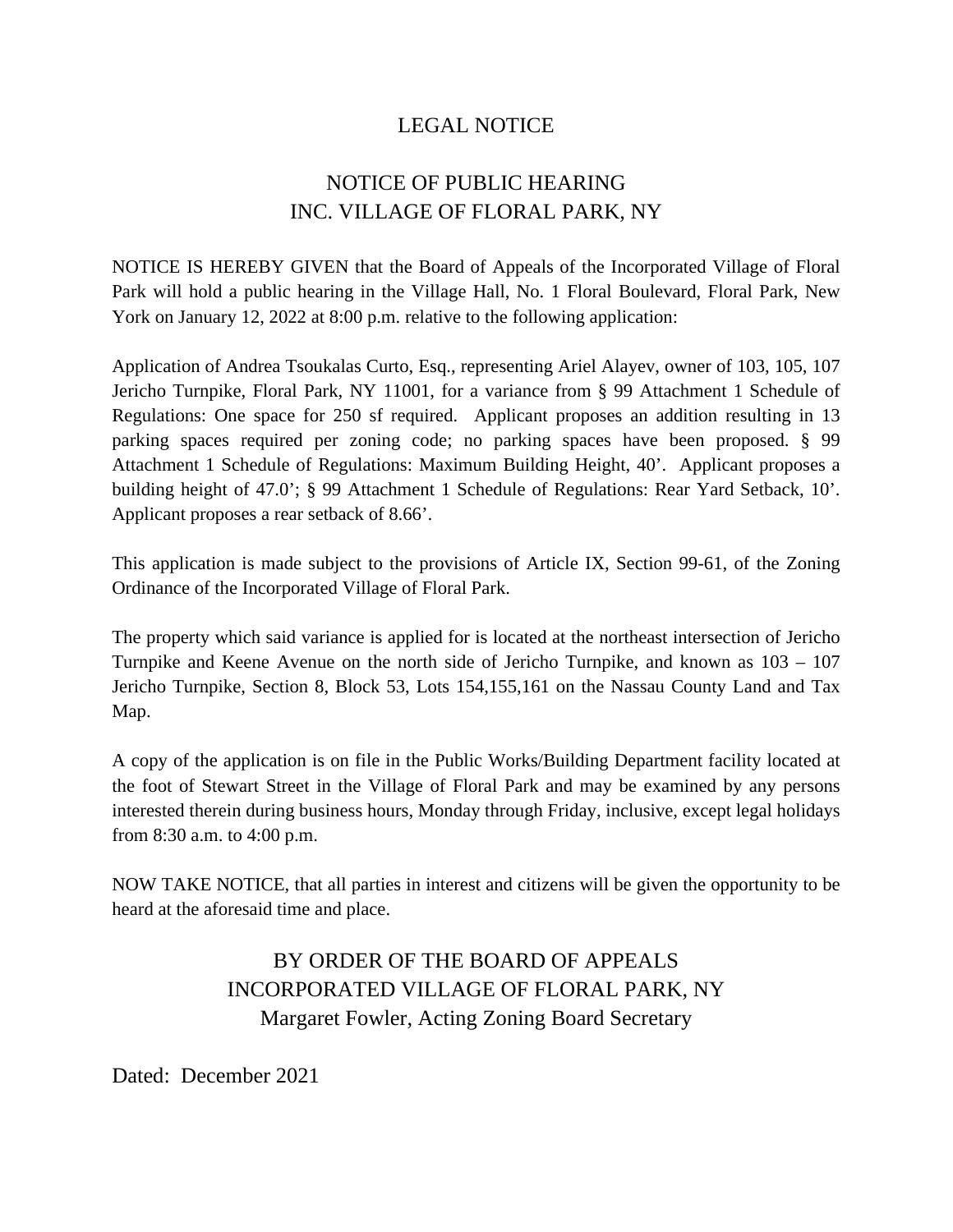# LEGAL NOTICE

## NOTICE OF PUBLIC HEARING
## INC. VILLAGE OF FLORAL PARK, NY

NOTICE IS HEREBY GIVEN that the Board of Appeals of the Incorporated Village of Floral Park will hold a public hearing in the Village Hall, No. 1 Floral Boulevard, Floral Park, New York on January 12, 2022 at 8:00 p.m. relative to the following application:

Application of Andrea Tsoukalas Curto, Esq., representing Ariel Alayev, owner of 103, 105, 107 Jericho Turnpike, Floral Park, NY 11001, for a variance from § 99 Attachment 1 Schedule of Regulations: One space for 250 sf required. Applicant proposes an addition resulting in 13 parking spaces required per zoning code; no parking spaces have been proposed. § 99 Attachment 1 Schedule of Regulations: Maximum Building Height, 40'. Applicant proposes a building height of 47.0'; § 99 Attachment 1 Schedule of Regulations: Rear Yard Setback, 10'. Applicant proposes a rear setback of 8.66'.

This application is made subject to the provisions of Article IX, Section 99-61, of the Zoning Ordinance of the Incorporated Village of Floral Park.

The property which said variance is applied for is located at the northeast intersection of Jericho Turnpike and Keene Avenue on the north side of Jericho Turnpike, and known as 103 – 107 Jericho Turnpike, Section 8, Block 53, Lots 154,155,161 on the Nassau County Land and Tax Map.

A copy of the application is on file in the Public Works/Building Department facility located at the foot of Stewart Street in the Village of Floral Park and may be examined by any persons interested therein during business hours, Monday through Friday, inclusive, except legal holidays from 8:30 a.m. to 4:00 p.m.

NOW TAKE NOTICE, that all parties in interest and citizens will be given the opportunity to be heard at the aforesaid time and place.

BY ORDER OF THE BOARD OF APPEALS
INCORPORATED VILLAGE OF FLORAL PARK, NY
Margaret Fowler, Acting Zoning Board Secretary

Dated: December 2021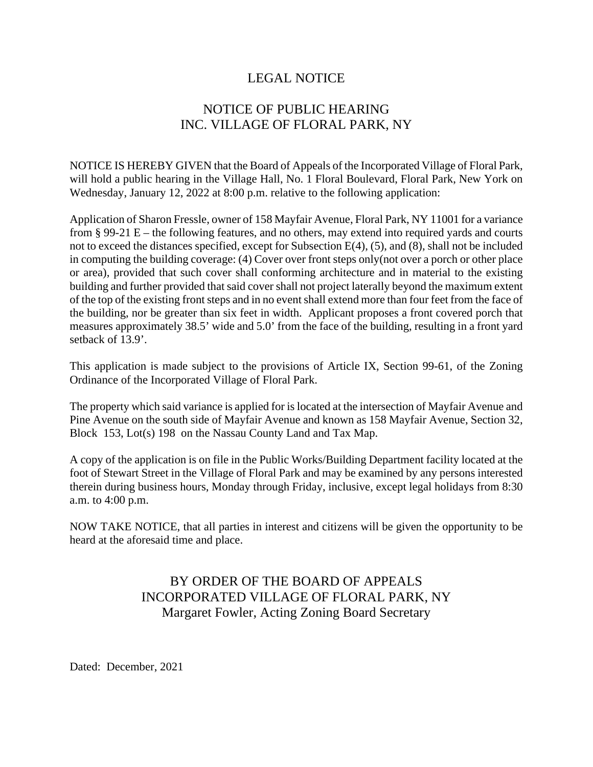# LEGAL NOTICE

## NOTICE OF PUBLIC HEARING
## INC. VILLAGE OF FLORAL PARK, NY

NOTICE IS HEREBY GIVEN that the Board of Appeals of the Incorporated Village of Floral Park, will hold a public hearing in the Village Hall, No. 1 Floral Boulevard, Floral Park, New York on Wednesday, January 12, 2022 at 8:00 p.m. relative to the following application:

Application of Sharon Fressle, owner of 158 Mayfair Avenue, Floral Park, NY 11001 for a variance from § 99-21 E – the following features, and no others, may extend into required yards and courts not to exceed the distances specified, except for Subsection E(4), (5), and (8), shall not be included in computing the building coverage: (4) Cover over front steps only(not over a porch or other place or area), provided that such cover shall conforming architecture and in material to the existing building and further provided that said cover shall not project laterally beyond the maximum extent of the top of the existing front steps and in no event shall extend more than four feet from the face of the building, nor be greater than six feet in width. Applicant proposes a front covered porch that measures approximately 38.5' wide and 5.0' from the face of the building, resulting in a front yard setback of 13.9'.

This application is made subject to the provisions of Article IX, Section 99-61, of the Zoning Ordinance of the Incorporated Village of Floral Park.

The property which said variance is applied for is located at the intersection of Mayfair Avenue and Pine Avenue on the south side of Mayfair Avenue and known as 158 Mayfair Avenue, Section 32, Block 153, Lot(s) 198 on the Nassau County Land and Tax Map.

A copy of the application is on file in the Public Works/Building Department facility located at the foot of Stewart Street in the Village of Floral Park and may be examined by any persons interested therein during business hours, Monday through Friday, inclusive, except legal holidays from 8:30 a.m. to 4:00 p.m.

NOW TAKE NOTICE, that all parties in interest and citizens will be given the opportunity to be heard at the aforesaid time and place.

BY ORDER OF THE BOARD OF APPEALS
INCORPORATED VILLAGE OF FLORAL PARK, NY
Margaret Fowler, Acting Zoning Board Secretary

Dated: December, 2021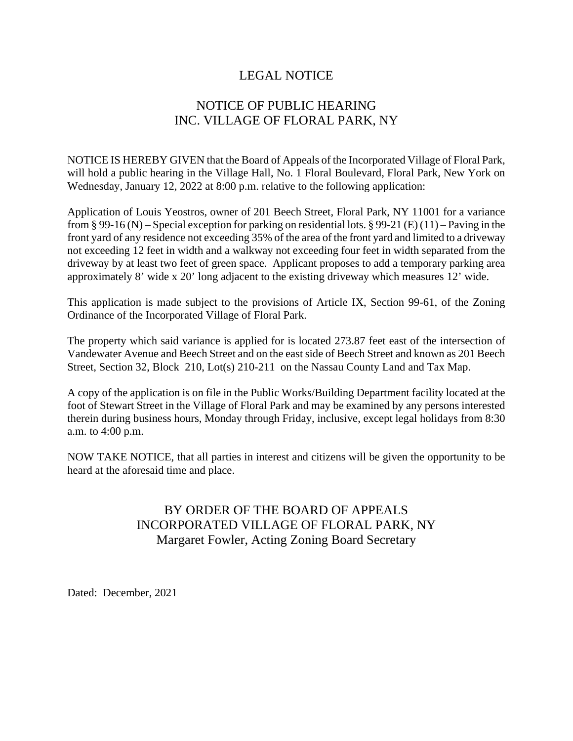# LEGAL NOTICE

## NOTICE OF PUBLIC HEARING
## INC. VILLAGE OF FLORAL PARK, NY

NOTICE IS HEREBY GIVEN that the Board of Appeals of the Incorporated Village of Floral Park, will hold a public hearing in the Village Hall, No. 1 Floral Boulevard, Floral Park, New York on Wednesday, January 12, 2022 at 8:00 p.m. relative to the following application:

Application of Louis Yeostros, owner of 201 Beech Street, Floral Park, NY 11001 for a variance from § 99-16 (N) – Special exception for parking on residential lots. § 99-21 (E) (11) – Paving in the front yard of any residence not exceeding 35% of the area of the front yard and limited to a driveway not exceeding 12 feet in width and a walkway not exceeding four feet in width separated from the driveway by at least two feet of green space. Applicant proposes to add a temporary parking area approximately 8' wide x 20' long adjacent to the existing driveway which measures 12' wide.

This application is made subject to the provisions of Article IX, Section 99-61, of the Zoning Ordinance of the Incorporated Village of Floral Park.

The property which said variance is applied for is located 273.87 feet east of the intersection of Vandewater Avenue and Beech Street and on the east side of Beech Street and known as 201 Beech Street, Section 32, Block 210, Lot(s) 210-211 on the Nassau County Land and Tax Map.

A copy of the application is on file in the Public Works/Building Department facility located at the foot of Stewart Street in the Village of Floral Park and may be examined by any persons interested therein during business hours, Monday through Friday, inclusive, except legal holidays from 8:30 a.m. to 4:00 p.m.

NOW TAKE NOTICE, that all parties in interest and citizens will be given the opportunity to be heard at the aforesaid time and place.

BY ORDER OF THE BOARD OF APPEALS
INCORPORATED VILLAGE OF FLORAL PARK, NY
Margaret Fowler, Acting Zoning Board Secretary

Dated: December, 2021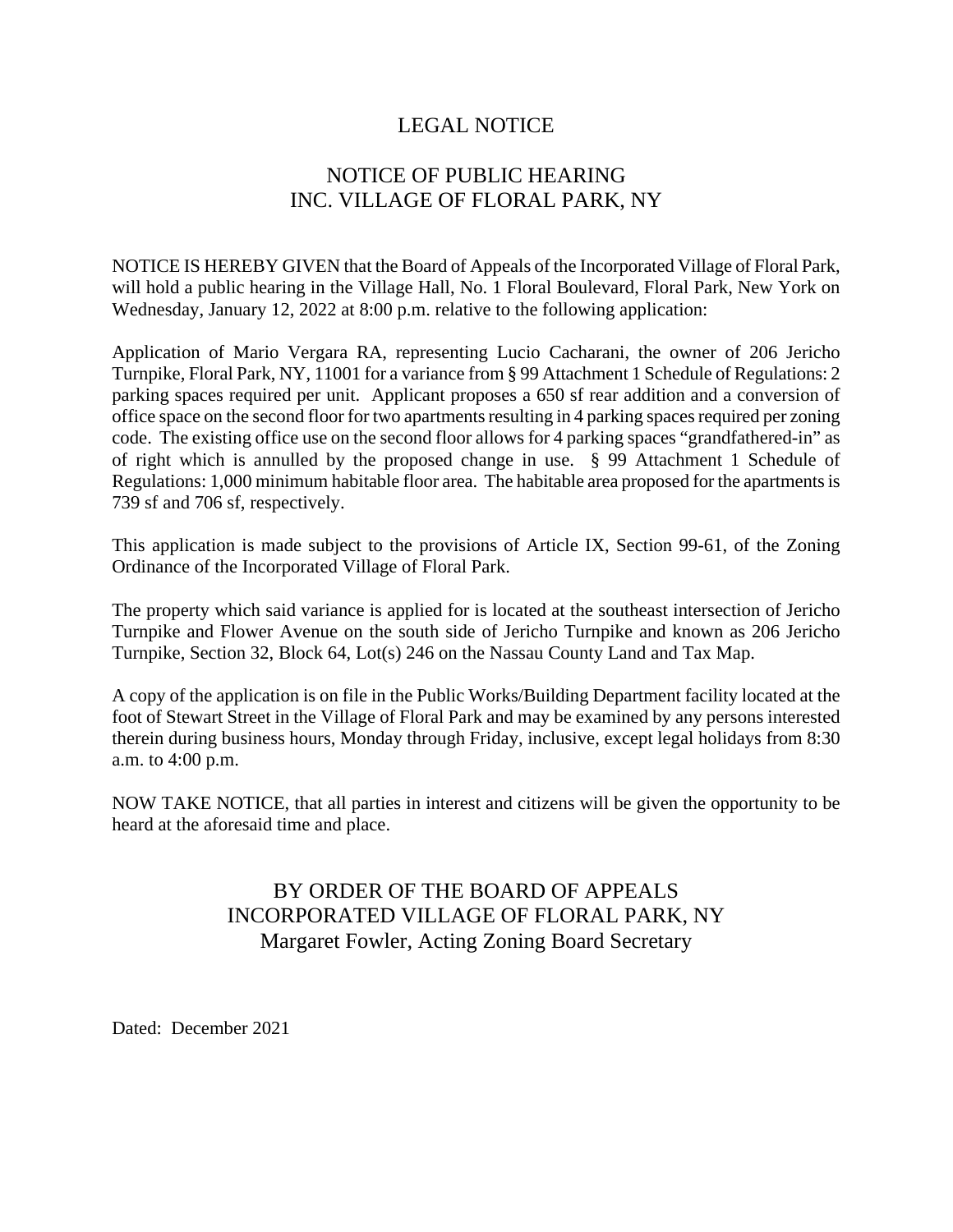# LEGAL NOTICE

## NOTICE OF PUBLIC HEARING
## INC. VILLAGE OF FLORAL PARK, NY

NOTICE IS HEREBY GIVEN that the Board of Appeals of the Incorporated Village of Floral Park, will hold a public hearing in the Village Hall, No. 1 Floral Boulevard, Floral Park, New York on Wednesday, January 12, 2022 at 8:00 p.m. relative to the following application:

Application of Mario Vergara RA, representing Lucio Cacharani, the owner of 206 Jericho Turnpike, Floral Park, NY, 11001 for a variance from § 99 Attachment 1 Schedule of Regulations: 2 parking spaces required per unit. Applicant proposes a 650 sf rear addition and a conversion of office space on the second floor for two apartments resulting in 4 parking spaces required per zoning code. The existing office use on the second floor allows for 4 parking spaces "grandfathered-in" as of right which is annulled by the proposed change in use. § 99 Attachment 1 Schedule of Regulations: 1,000 minimum habitable floor area. The habitable area proposed for the apartments is 739 sf and 706 sf, respectively.

This application is made subject to the provisions of Article IX, Section 99-61, of the Zoning Ordinance of the Incorporated Village of Floral Park.

The property which said variance is applied for is located at the southeast intersection of Jericho Turnpike and Flower Avenue on the south side of Jericho Turnpike and known as 206 Jericho Turnpike, Section 32, Block 64, Lot(s) 246 on the Nassau County Land and Tax Map.

A copy of the application is on file in the Public Works/Building Department facility located at the foot of Stewart Street in the Village of Floral Park and may be examined by any persons interested therein during business hours, Monday through Friday, inclusive, except legal holidays from 8:30 a.m. to 4:00 p.m.

NOW TAKE NOTICE, that all parties in interest and citizens will be given the opportunity to be heard at the aforesaid time and place.

BY ORDER OF THE BOARD OF APPEALS
INCORPORATED VILLAGE OF FLORAL PARK, NY
Margaret Fowler, Acting Zoning Board Secretary

Dated: December 2021